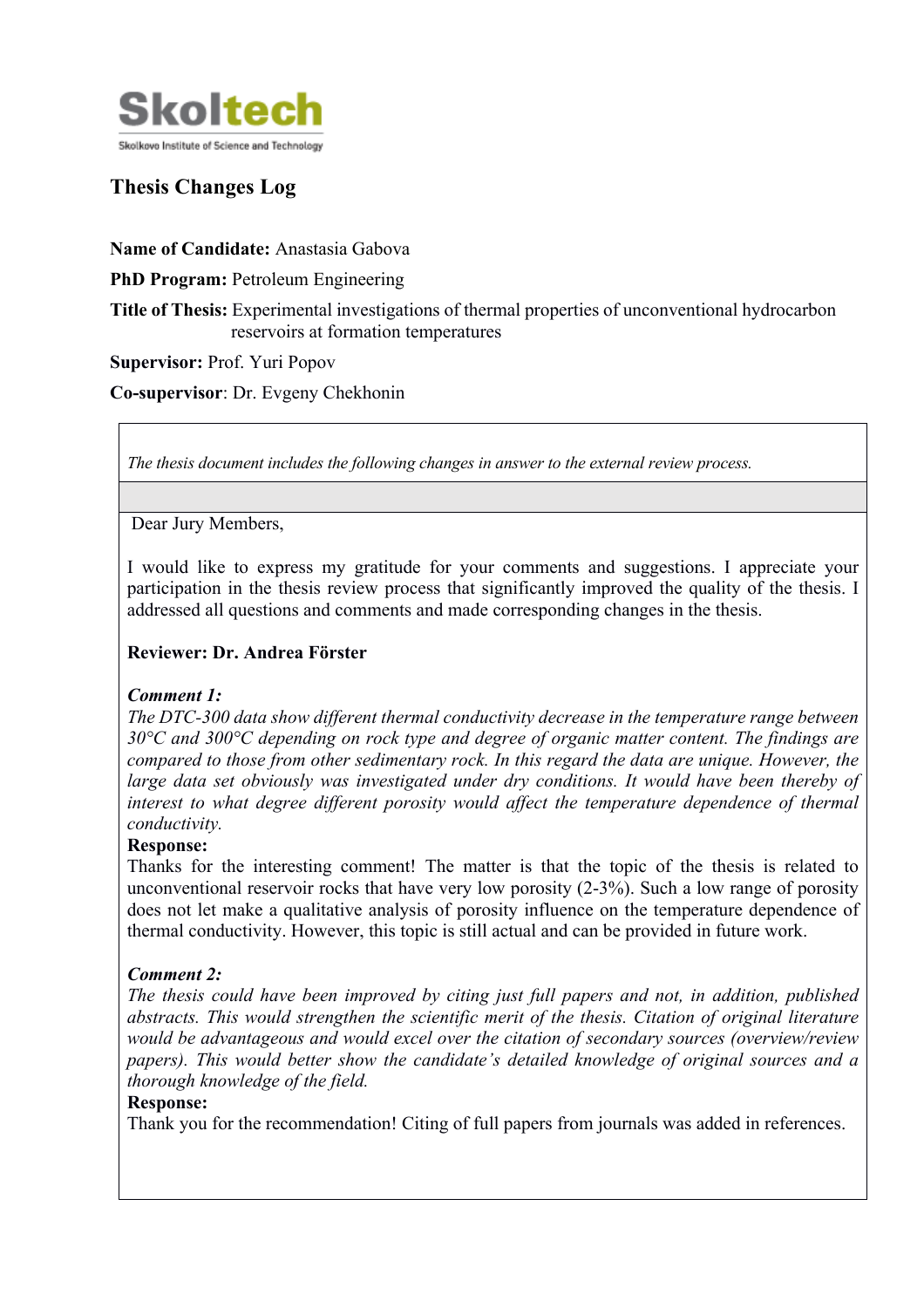Skoltech

Skolkovo Institute of Science and Technology

# Thesis Changes Log

**Name of Candidate:** Anastasia Gabova

**PhD Program:** Petroleum Engineering

**Title of Thesis:** Experimental investigations of thermal properties of unconventional hydrocarbon reservoirs at formation temperatures

**Supervisor:** Prof. Yuri Popov

**Co-supervisor**: Dr. Evgeny Chekhonin

*The thesis document includes the following changes in answer to the external review process.*

Dear Jury Members,

I would like to express my gratitude for your comments and suggestions. I appreciate your participation in the thesis review process that significantly improved the quality of the thesis. I addressed all questions and comments and made corresponding changes in the thesis.

**Reviewer: Dr. Andrea Förster**

***Comment 1:***

*The DTC-300 data show different thermal conductivity decrease in the temperature range between 30°C and 300°C depending on rock type and degree of organic matter content. The findings are compared to those from other sedimentary rock. In this regard the data are unique. However, the large data set obviously was investigated under dry conditions. It would have been thereby of interest to what degree different porosity would affect the temperature dependence of thermal conductivity.*

**Response:**

Thanks for the interesting comment! The matter is that the topic of the thesis is related to unconventional reservoir rocks that have very low porosity (2-3%). Such a low range of porosity does not let make a qualitative analysis of porosity influence on the temperature dependence of thermal conductivity. However, this topic is still actual and can be provided in future work.

***Comment 2:***

*The thesis could have been improved by citing just full papers and not, in addition, published abstracts. This would strengthen the scientific merit of the thesis. Citation of original literature would be advantageous and would excel over the citation of secondary sources (overview/review papers). This would better show the candidate's detailed knowledge of original sources and a thorough knowledge of the field.*

**Response:**

Thank you for the recommendation! Citing of full papers from journals was added in references.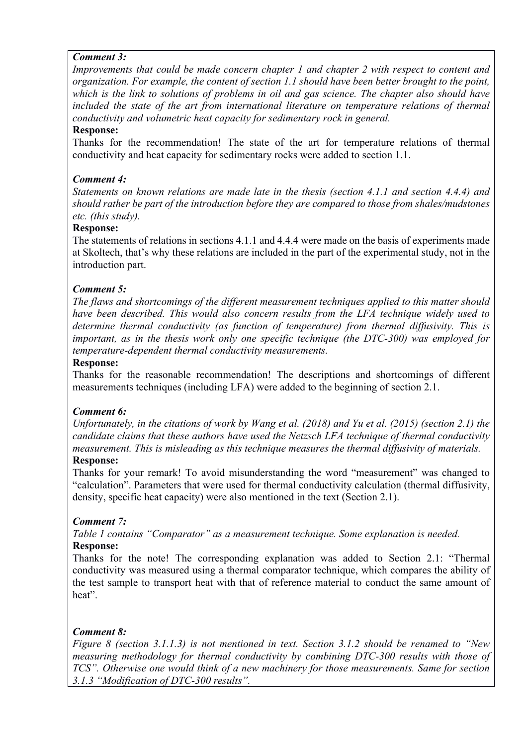***Comment 3:***
*Improvements that could be made concern chapter 1 and chapter 2 with respect to content and organization. For example, the content of section 1.1 should have been better brought to the point, which is the link to solutions of problems in oil and gas science. The chapter also should have included the state of the art from international literature on temperature relations of thermal conductivity and volumetric heat capacity for sedimentary rock in general.*

**Response:**

Thanks for the recommendation! The state of the art for temperature relations of thermal conductivity and heat capacity for sedimentary rocks were added to section 1.1.

***Comment 4:***
*Statements on known relations are made late in the thesis (section 4.1.1 and section 4.4.4) and should rather be part of the introduction before they are compared to those from shales/mudstones etc. (this study).*

**Response:**

The statements of relations in sections 4.1.1 and 4.4.4 were made on the basis of experiments made at Skoltech, that's why these relations are included in the part of the experimental study, not in the introduction part.

***Comment 5:***
*The flaws and shortcomings of the different measurement techniques applied to this matter should have been described. This would also concern results from the LFA technique widely used to determine thermal conductivity (as function of temperature) from thermal diffusivity. This is important, as in the thesis work only one specific technique (the DTC-300) was employed for temperature-dependent thermal conductivity measurements.*

**Response:**

Thanks for the reasonable recommendation! The descriptions and shortcomings of different measurements techniques (including LFA) were added to the beginning of section 2.1.

***Comment 6:***
*Unfortunately, in the citations of work by Wang et al. (2018) and Yu et al. (2015) (section 2.1) the candidate claims that these authors have used the Netzsch LFA technique of thermal conductivity measurement. This is misleading as this technique measures the thermal diffusivity of materials.*

**Response:**

Thanks for your remark! To avoid misunderstanding the word "measurement" was changed to "calculation". Parameters that were used for thermal conductivity calculation (thermal diffusivity, density, specific heat capacity) were also mentioned in the text (Section 2.1).

***Comment 7:***
*Table 1 contains "Comparator" as a measurement technique. Some explanation is needed.*

**Response:**

Thanks for the note! The corresponding explanation was added to Section 2.1: "Thermal conductivity was measured using a thermal comparator technique, which compares the ability of the test sample to transport heat with that of reference material to conduct the same amount of heat".

***Comment 8:***
*Figure 8 (section 3.1.1.3) is not mentioned in text. Section 3.1.2 should be renamed to "New measuring methodology for thermal conductivity by combining DTC-300 results with those of TCS". Otherwise one would think of a new machinery for those measurements. Same for section 3.1.3 "Modification of DTC-300 results".*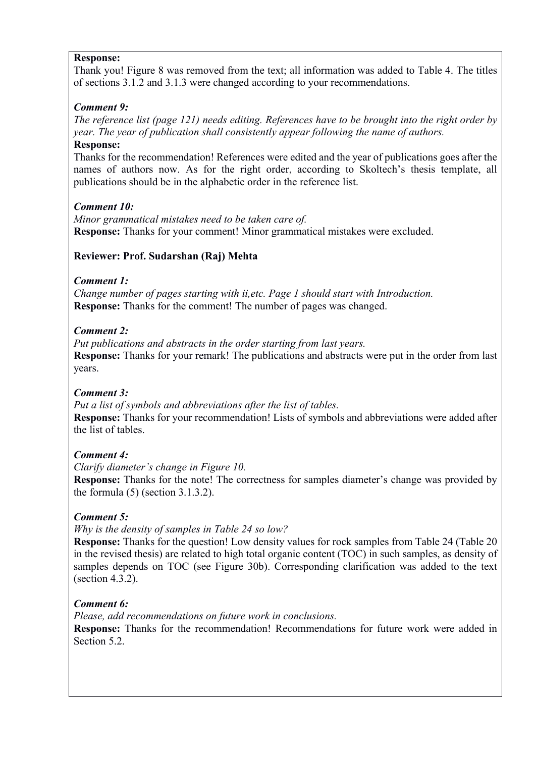**Response:**
Thank you! Figure 8 was removed from the text; all information was added to Table 4. The titles of sections 3.1.2 and 3.1.3 were changed according to your recommendations.

***Comment 9:***
*The reference list (page 121) needs editing. References have to be brought into the right order by year. The year of publication shall consistently appear following the name of authors.*
**Response:**
Thanks for the recommendation! References were edited and the year of publications goes after the names of authors now. As for the right order, according to Skoltech's thesis template, all publications should be in the alphabetic order in the reference list.

***Comment 10:***
*Minor grammatical mistakes need to be taken care of.*
**Response:** Thanks for your comment! Minor grammatical mistakes were excluded.

**Reviewer: Prof. Sudarshan (Raj) Mehta**

***Comment 1:***
*Change number of pages starting with ii,etc. Page 1 should start with Introduction.*
**Response:** Thanks for the comment! The number of pages was changed.

***Comment 2:***
*Put publications and abstracts in the order starting from last years.*
**Response:** Thanks for your remark! The publications and abstracts were put in the order from last years.

***Comment 3:***
*Put a list of symbols and abbreviations after the list of tables.*
**Response:** Thanks for your recommendation! Lists of symbols and abbreviations were added after the list of tables.

***Comment 4:***
*Clarify diameter's change in Figure 10.*
**Response:** Thanks for the note! The correctness for samples diameter's change was provided by the formula (5) (section 3.1.3.2).

***Comment 5:***
*Why is the density of samples in Table 24 so low?*
**Response:** Thanks for the question! Low density values for rock samples from Table 24 (Table 20 in the revised thesis) are related to high total organic content (TOC) in such samples, as density of samples depends on TOC (see Figure 30b). Corresponding clarification was added to the text (section 4.3.2).

***Comment 6:***
*Please, add recommendations on future work in conclusions.*
**Response:** Thanks for the recommendation! Recommendations for future work were added in Section 5.2.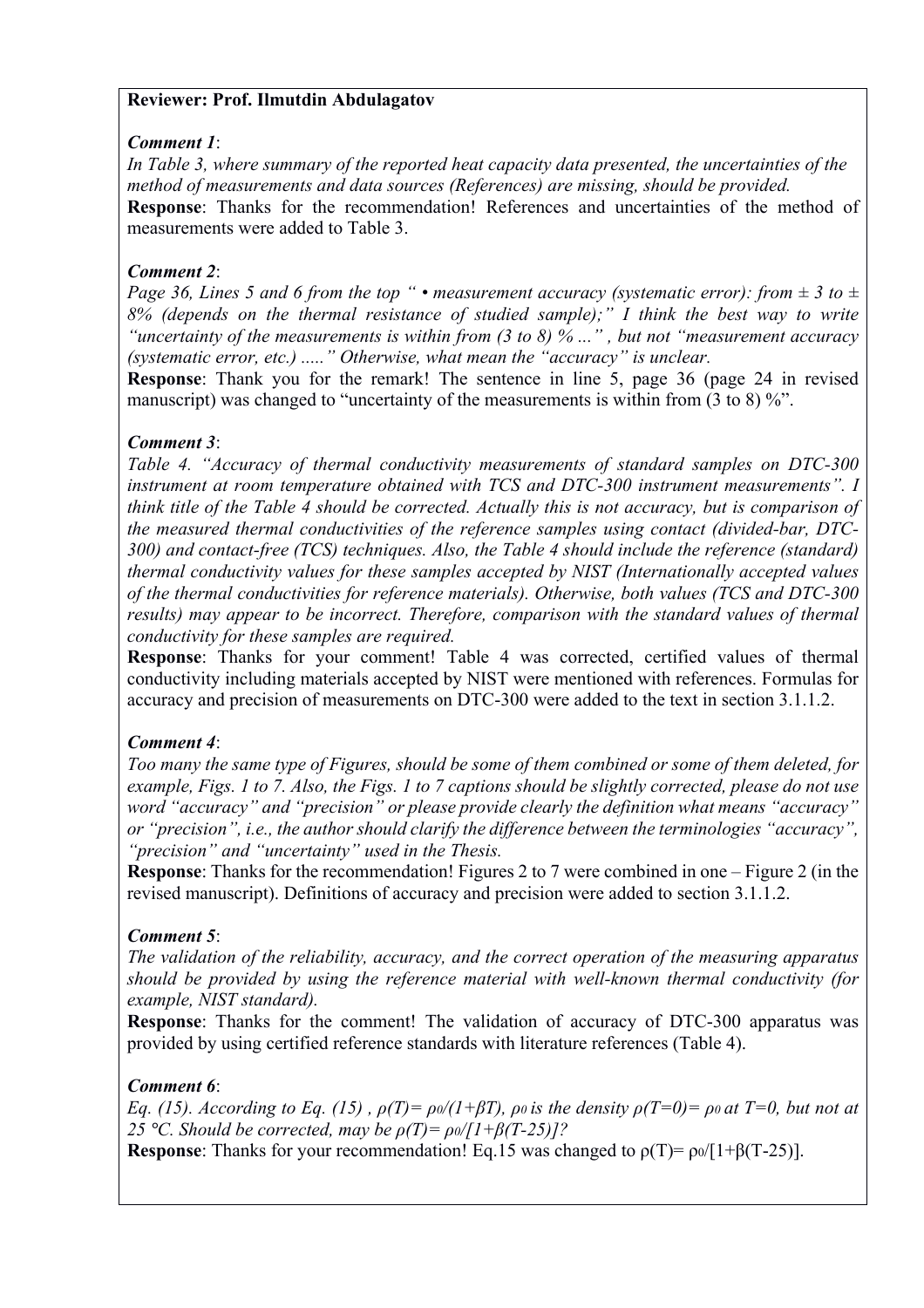**Reviewer: Prof. Ilmutdin Abdulagatov**

***Comment 1***:

*In Table 3, where summary of the reported heat capacity data presented, the uncertainties of the method of measurements and data sources (References) are missing, should be provided.*

**Response**: Thanks for the recommendation! References and uncertainties of the method of measurements were added to Table 3.

***Comment 2***:

*Page 36, Lines 5 and 6 from the top " • measurement accuracy (systematic error): from ± 3 to ± 8% (depends on the thermal resistance of studied sample);" I think the best way to write "uncertainty of the measurements is within from (3 to 8) % ..." , but not "measurement accuracy (systematic error, etc.) ....." Otherwise, what mean the "accuracy" is unclear.*

**Response**: Thank you for the remark! The sentence in line 5, page 36 (page 24 in revised manuscript) was changed to "uncertainty of the measurements is within from (3 to 8) %".

***Comment 3***:

*Table 4. "Accuracy of thermal conductivity measurements of standard samples on DTC-300 instrument at room temperature obtained with TCS and DTC-300 instrument measurements". I think title of the Table 4 should be corrected. Actually this is not accuracy, but is comparison of the measured thermal conductivities of the reference samples using contact (divided-bar, DTC-300) and contact-free (TCS) techniques. Also, the Table 4 should include the reference (standard) thermal conductivity values for these samples accepted by NIST (Internationally accepted values of the thermal conductivities for reference materials). Otherwise, both values (TCS and DTC-300 results) may appear to be incorrect. Therefore, comparison with the standard values of thermal conductivity for these samples are required.*

**Response**: Thanks for your comment! Table 4 was corrected, certified values of thermal conductivity including materials accepted by NIST were mentioned with references. Formulas for accuracy and precision of measurements on DTC-300 were added to the text in section 3.1.1.2.

***Comment 4***:

*Too many the same type of Figures, should be some of them combined or some of them deleted, for example, Figs. 1 to 7. Also, the Figs. 1 to 7 captions should be slightly corrected, please do not use word "accuracy" and "precision" or please provide clearly the definition what means "accuracy" or "precision", i.e., the author should clarify the difference between the terminologies "accuracy", "precision" and "uncertainty" used in the Thesis.*

**Response**: Thanks for the recommendation! Figures 2 to 7 were combined in one – Figure 2 (in the revised manuscript). Definitions of accuracy and precision were added to section 3.1.1.2.

***Comment 5***:

*The validation of the reliability, accuracy, and the correct operation of the measuring apparatus should be provided by using the reference material with well-known thermal conductivity (for example, NIST standard).*

**Response**: Thanks for the comment! The validation of accuracy of DTC-300 apparatus was provided by using certified reference standards with literature references (Table 4).

***Comment 6***:

*Eq. (15). According to Eq. (15) , $\rho(T)= \rho_0/(1+\beta T)$, $\rho_0$ is the density $\rho(T=0)= \rho_0$ at T=0, but not at 25 °C. Should be corrected, may be $\rho(T)= \rho_0/[1+\beta(T-25)]$?*

**Response**: Thanks for your recommendation! Eq.15 was changed to $\rho(T)= \rho_0/[1+\beta(T-25)]$.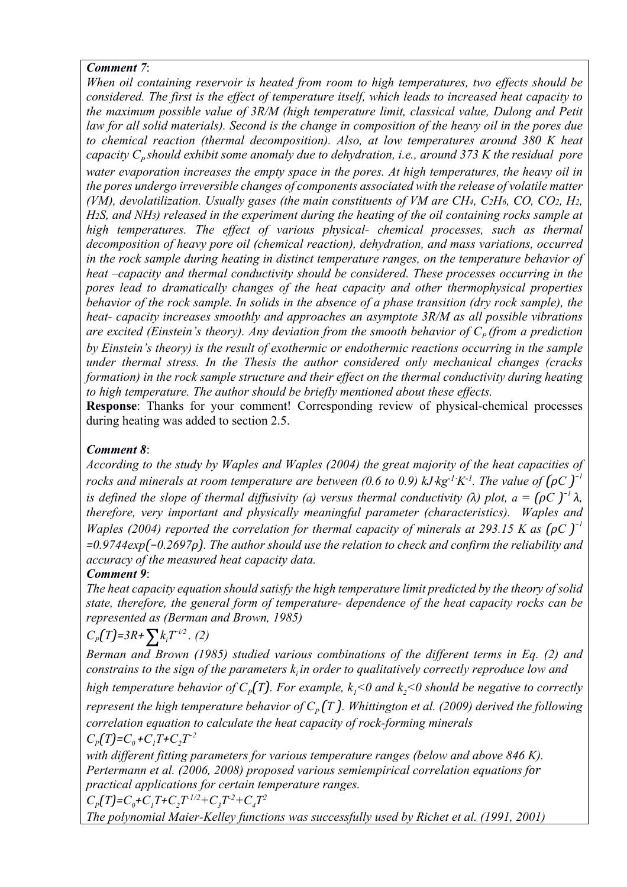***Comment 7*:**

*When oil containing reservoir is heated from room to high temperatures, two effects should be considered. The first is the effect of temperature itself, which leads to increased heat capacity to the maximum possible value of 3R/M (high temperature limit, classical value, Dulong and Petit law for all solid materials). Second is the change in composition of the heavy oil in the pores due to chemical reaction (thermal decomposition). Also, at low temperatures around 380 K heat capacity $C_P$ should exhibit some anomaly due to dehydration, i.e., around 373 K the residual pore water evaporation increases the empty space in the pores. At high temperatures, the heavy oil in the pores undergo irreversible changes of components associated with the release of volatile matter (VM), devolatilization. Usually gases (the main constituents of VM are $CH_4$, $C_2H_6$, CO, $CO_2$, $H_2$, $H_2S$, and $NH_3$) released in the experiment during the heating of the oil containing rocks sample at high temperatures. The effect of various physical- chemical processes, such as thermal decomposition of heavy pore oil (chemical reaction), dehydration, and mass variations, occurred in the rock sample during heating in distinct temperature ranges, on the temperature behavior of heat –capacity and thermal conductivity should be considered. These processes occurring in the pores lead to dramatically changes of the heat capacity and other thermophysical properties behavior of the rock sample. In solids in the absence of a phase transition (dry rock sample), the heat- capacity increases smoothly and approaches an asymptote 3R/M as all possible vibrations are excited (Einstein's theory). Any deviation from the smooth behavior of $C_P$ (from a prediction by Einstein's theory) is the result of exothermic or endothermic reactions occurring in the sample under thermal stress. In the Thesis the author considered only mechanical changes (cracks formation) in the rock sample structure and their effect on the thermal conductivity during heating to high temperature. The author should be briefly mentioned about these effects.*

**Response**: Thanks for your comment! Corresponding review of physical-chemical processes during heating was added to section 2.5.

***Comment 8*:**

*According to the study by Waples and Waples (2004) the great majority of the heat capacities of rocks and minerals at room temperature are between (0.6 to 0.9) $kJ{\cdot}kg^{-1}{\cdot}K^{-1}$. The value of $(\rho C)^{-1}$ is defined the slope of thermal diffusivity (a) versus thermal conductivity (λ) plot, $a = (\rho C)^{-1}\lambda$, therefore, very important and physically meaningful parameter (characteristics). Waples and Waples (2004) reported the correlation for thermal capacity of minerals at 293.15 K as $(\rho C)^{-1} = 0.9744\exp(-0.2697\rho)$. The author should use the relation to check and confirm the reliability and accuracy of the measured heat capacity data.*

***Comment 9*:**

*The heat capacity equation should satisfy the high temperature limit predicted by the theory of solid state, therefore, the general form of temperature- dependence of the heat capacity rocks can be represented as (Berman and Brown, 1985)*

$$C_P(T)=3R+\sum k_i T^{-i/2}\,. \quad (2)$$

*Berman and Brown (1985) studied various combinations of the different terms in Eq. (2) and constrains to the sign of the parameters $k_i$ in order to qualitatively correctly reproduce low and high temperature behavior of $C_P(T)$. For example, $k_1<0$ and $k_2<0$ should be negative to correctly represent the high temperature behavior of $C_P(T)$. Whittington et al. (2009) derived the following correlation equation to calculate the heat capacity of rock-forming minerals*

$$C_P(T)=C_0+C_1T+C_2T^{-2}$$

*with different fitting parameters for various temperature ranges (below and above 846 K). Pertermann et al. (2006, 2008) proposed various semiempirical correlation equations for practical applications for certain temperature ranges.*

$$C_P(T)=C_0+C_1T+C_2T^{-1/2}+C_3T^{-2}+C_4T^2$$

*The polynomial Maier-Kelley functions was successfully used by Richet et al. (1991, 2001)*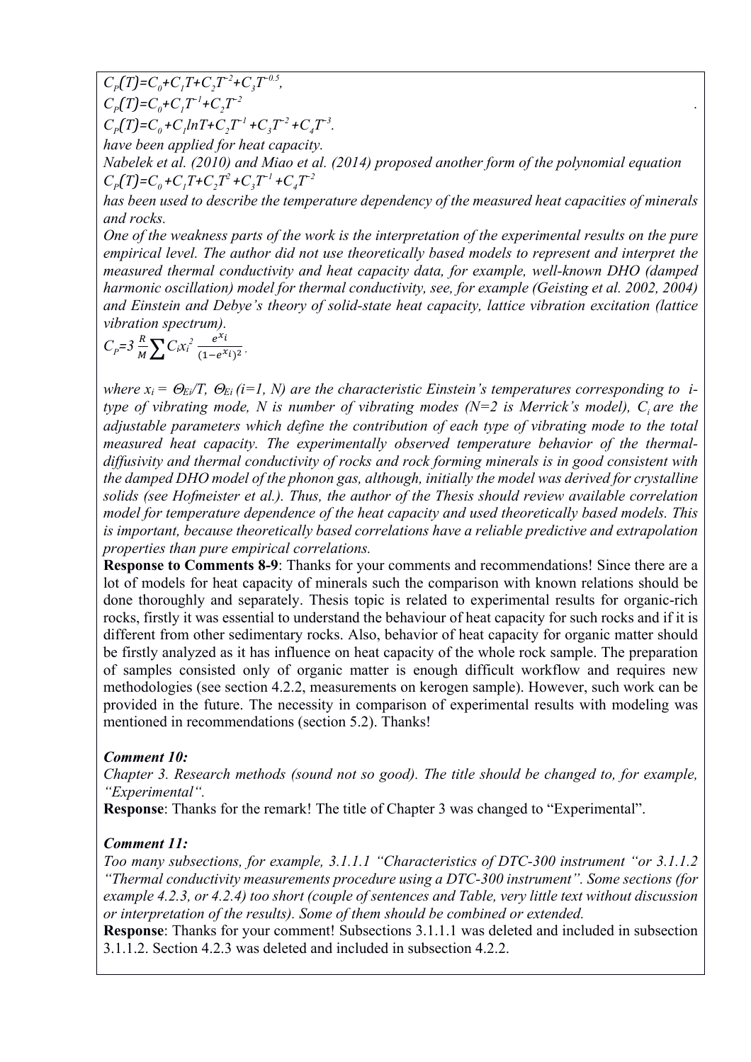$C_P(T)=C_0+C_1T+C_2T^{-2}+C_3T^{-0.5}$,

$C_P(T)=C_0+C_1T^{-1}+C_2T^{-2}$

$C_P(T)=C_0+C_1lnT+C_2T^{-1}+C_3T^{-2}+C_4T^{-3}$.

*have been applied for heat capacity.*

*Nabelek et al. (2010) and Miao et al. (2014) proposed another form of the polynomial equation*

$C_P(T)=C_0+C_1T+C_2T^2+C_3T^{-1}+C_4T^{-2}$

*has been used to describe the temperature dependency of the measured heat capacities of minerals and rocks.*

*One of the weakness parts of the work is the interpretation of the experimental results on the pure empirical level. The author did not use theoretically based models to represent and interpret the measured thermal conductivity and heat capacity data, for example, well-known DHO (damped harmonic oscillation) model for thermal conductivity, see, for example (Geisting et al. 2002, 2004) and Einstein and Debye's theory of solid-state heat capacity, lattice vibration excitation (lattice vibration spectrum).*

$$C_P=3\frac{R}{M}\sum C_i x_i^2 \frac{e^{x_i}}{(1-e^{x_i})^2}.$$

*where* $x_i = \Theta_{Ei}/T$, $\Theta_{Ei}$ *(i=1, N) are the characteristic Einstein's temperatures corresponding to i-type of vibrating mode, N is number of vibrating modes (N=2 is Merrick's model),* $C_i$ *are the adjustable parameters which define the contribution of each type of vibrating mode to the total measured heat capacity. The experimentally observed temperature behavior of the thermal-diffusivity and thermal conductivity of rocks and rock forming minerals is in good consistent with the damped DHO model of the phonon gas, although, initially the model was derived for crystalline solids (see Hofmeister et al.). Thus, the author of the Thesis should review available correlation model for temperature dependence of the heat capacity and used theoretically based models. This is important, because theoretically based correlations have a reliable predictive and extrapolation properties than pure empirical correlations.*

**Response to Comments 8-9**: Thanks for your comments and recommendations! Since there are a lot of models for heat capacity of minerals such the comparison with known relations should be done thoroughly and separately. Thesis topic is related to experimental results for organic-rich rocks, firstly it was essential to understand the behaviour of heat capacity for such rocks and if it is different from other sedimentary rocks. Also, behavior of heat capacity for organic matter should be firstly analyzed as it has influence on heat capacity of the whole rock sample. The preparation of samples consisted only of organic matter is enough difficult workflow and requires new methodologies (see section 4.2.2, measurements on kerogen sample). However, such work can be provided in the future. The necessity in comparison of experimental results with modeling was mentioned in recommendations (section 5.2). Thanks!

***Comment 10:***

*Chapter 3. Research methods (sound not so good). The title should be changed to, for example, "Experimental".*

**Response**: Thanks for the remark! The title of Chapter 3 was changed to "Experimental".

***Comment 11:***

*Too many subsections, for example, 3.1.1.1 "Characteristics of DTC-300 instrument "or 3.1.1.2 "Thermal conductivity measurements procedure using a DTC-300 instrument". Some sections (for example 4.2.3, or 4.2.4) too short (couple of sentences and Table, very little text without discussion or interpretation of the results). Some of them should be combined or extended.*

**Response**: Thanks for your comment! Subsections 3.1.1.1 was deleted and included in subsection 3.1.1.2. Section 4.2.3 was deleted and included in subsection 4.2.2.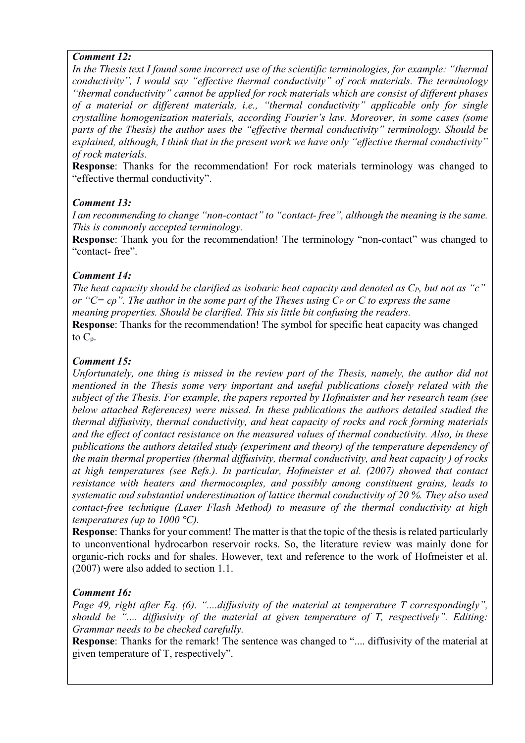***Comment 12:***

*In the Thesis text I found some incorrect use of the scientific terminologies, for example: "thermal conductivity", I would say "effective thermal conductivity" of rock materials. The terminology "thermal conductivity" cannot be applied for rock materials which are consist of different phases of a material or different materials, i.e., "thermal conductivity" applicable only for single crystalline homogenization materials, according Fourier's law. Moreover, in some cases (some parts of the Thesis) the author uses the "effective thermal conductivity" terminology. Should be explained, although, I think that in the present work we have only "effective thermal conductivity" of rock materials.*

**Response**: Thanks for the recommendation! For rock materials terminology was changed to "effective thermal conductivity".

***Comment 13:***

*I am recommending to change "non-contact" to "contact- free", although the meaning is the same. This is commonly accepted terminology.*

**Response**: Thank you for the recommendation! The terminology "non-contact" was changed to "contact- free".

***Comment 14:***

*The heat capacity should be clarified as isobaric heat capacity and denoted as $C_P$, but not as "c" or "$C= c\rho$". The author in the some part of the Theses using $C_P$ or C to express the same meaning properties. Should be clarified. This sis little bit confusing the readers.*

**Response**: Thanks for the recommendation! The symbol for specific heat capacity was changed to $C_p$.

***Comment 15:***

*Unfortunately, one thing is missed in the review part of the Thesis, namely, the author did not mentioned in the Thesis some very important and useful publications closely related with the subject of the Thesis. For example, the papers reported by Hofmaister and her research team (see below attached References) were missed. In these publications the authors detailed studied the thermal diffusivity, thermal conductivity, and heat capacity of rocks and rock forming materials and the effect of contact resistance on the measured values of thermal conductivity. Also, in these publications the authors detailed study (experiment and theory) of the temperature dependency of the main thermal properties (thermal diffusivity, thermal conductivity, and heat capacity ) of rocks at high temperatures (see Refs.). In particular, Hofmeister et al. (2007) showed that contact resistance with heaters and thermocouples, and possibly among constituent grains, leads to systematic and substantial underestimation of lattice thermal conductivity of 20 %. They also used contact-free technique (Laser Flash Method) to measure of the thermal conductivity at high temperatures (up to 1000 °C).*

**Response**: Thanks for your comment! The matter is that the topic of the thesis is related particularly to unconventional hydrocarbon reservoir rocks. So, the literature review was mainly done for organic-rich rocks and for shales. However, text and reference to the work of Hofmeister et al. (2007) were also added to section 1.1.

***Comment 16:***

*Page 49, right after Eq. (6). "....diffusivity of the material at temperature T correspondingly", should be ".... diffusivity of the material at given temperature of T, respectively". Editing: Grammar needs to be checked carefully.*

**Response**: Thanks for the remark! The sentence was changed to ".... diffusivity of the material at given temperature of T, respectively".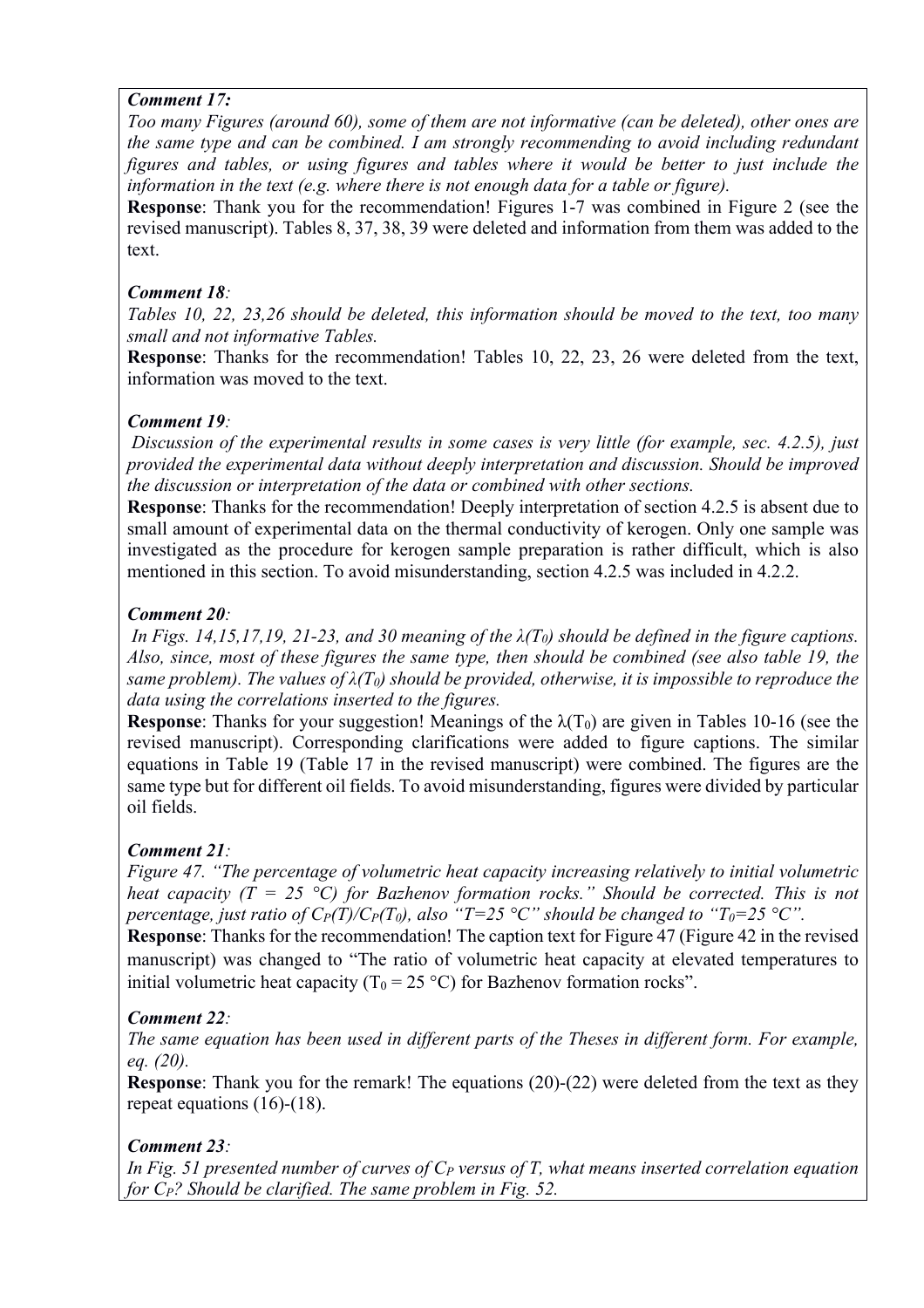***Comment 17:***

*Too many Figures (around 60), some of them are not informative (can be deleted), other ones are the same type and can be combined. I am strongly recommending to avoid including redundant figures and tables, or using figures and tables where it would be better to just include the information in the text (e.g. where there is not enough data for a table or figure).*

**Response**: Thank you for the recommendation! Figures 1-7 was combined in Figure 2 (see the revised manuscript). Tables 8, 37, 38, 39 were deleted and information from them was added to the text.

***Comment 18****:*

*Tables 10, 22, 23,26 should be deleted, this information should be moved to the text, too many small and not informative Tables.*

**Response**: Thanks for the recommendation! Tables 10, 22, 23, 26 were deleted from the text, information was moved to the text.

***Comment 19****:*

*Discussion of the experimental results in some cases is very little (for example, sec. 4.2.5), just provided the experimental data without deeply interpretation and discussion. Should be improved the discussion or interpretation of the data or combined with other sections.*

**Response**: Thanks for the recommendation! Deeply interpretation of section 4.2.5 is absent due to small amount of experimental data on the thermal conductivity of kerogen. Only one sample was investigated as the procedure for kerogen sample preparation is rather difficult, which is also mentioned in this section. To avoid misunderstanding, section 4.2.5 was included in 4.2.2.

***Comment 20****:*

*In Figs. 14,15,17,19, 21-23, and 30 meaning of the $\lambda(T_0)$ should be defined in the figure captions. Also, since, most of these figures the same type, then should be combined (see also table 19, the same problem). The values of $\lambda(T_0)$ should be provided, otherwise, it is impossible to reproduce the data using the correlations inserted to the figures.*

**Response**: Thanks for your suggestion! Meanings of the $\lambda(T_0)$ are given in Tables 10-16 (see the revised manuscript). Corresponding clarifications were added to figure captions. The similar equations in Table 19 (Table 17 in the revised manuscript) were combined. The figures are the same type but for different oil fields. To avoid misunderstanding, figures were divided by particular oil fields.

***Comment 21****:*

*Figure 47. "The percentage of volumetric heat capacity increasing relatively to initial volumetric heat capacity (T = 25 °C) for Bazhenov formation rocks." Should be corrected. This is not percentage, just ratio of $C_P(T)/C_P(T_0)$, also "T=25 °C" should be changed to "$T_0$=25 °C".*

**Response**: Thanks for the recommendation! The caption text for Figure 47 (Figure 42 in the revised manuscript) was changed to "The ratio of volumetric heat capacity at elevated temperatures to initial volumetric heat capacity ($T_0$ = 25 °C) for Bazhenov formation rocks".

***Comment 22****:*

*The same equation has been used in different parts of the Theses in different form. For example, eq. (20).*

**Response**: Thank you for the remark! The equations (20)-(22) were deleted from the text as they repeat equations (16)-(18).

***Comment 23****:*

*In Fig. 51 presented number of curves of $C_P$ versus of T, what means inserted correlation equation for $C_P$? Should be clarified. The same problem in Fig. 52.*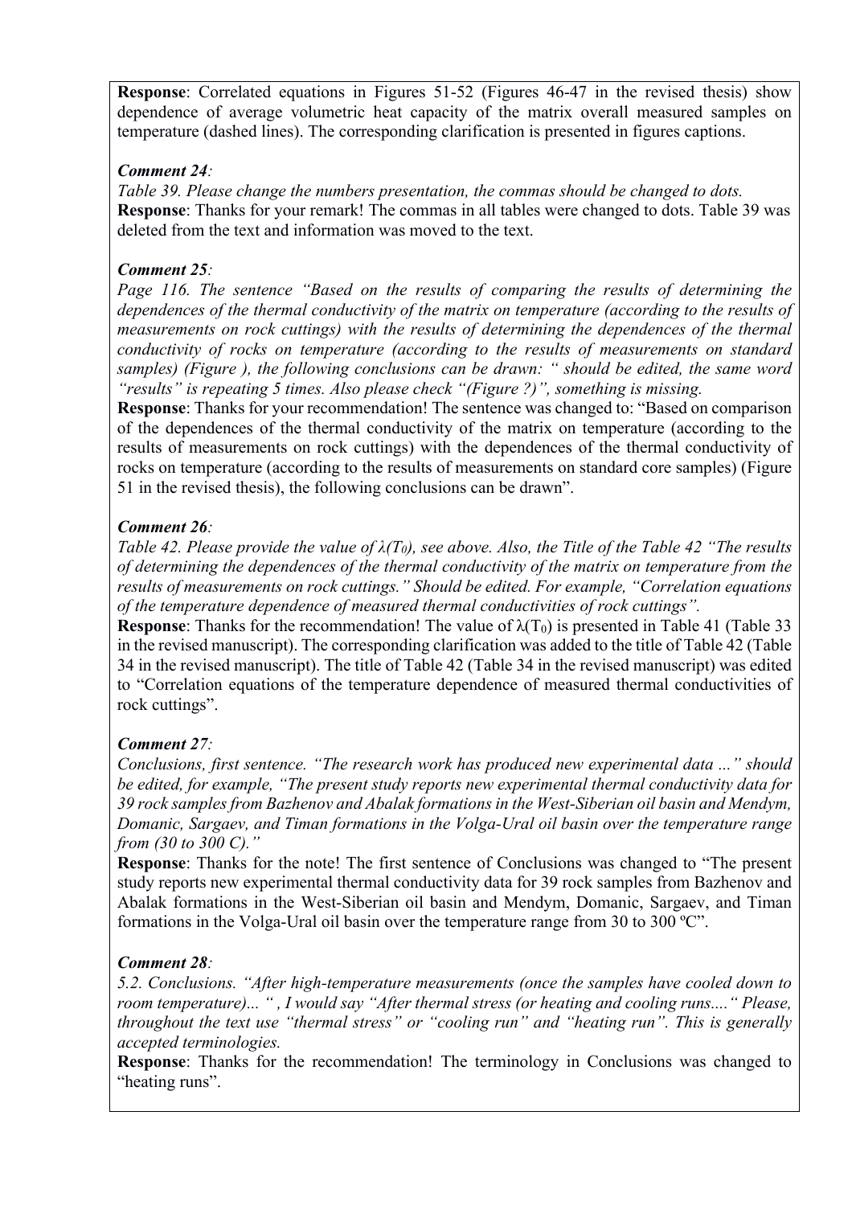**Response**: Correlated equations in Figures 51-52 (Figures 46-47 in the revised thesis) show dependence of average volumetric heat capacity of the matrix overall measured samples on temperature (dashed lines). The corresponding clarification is presented in figures captions.

***Comment 24***:

*Table 39. Please change the numbers presentation, the commas should be changed to dots.*

**Response**: Thanks for your remark! The commas in all tables were changed to dots. Table 39 was deleted from the text and information was moved to the text.

***Comment 25***:

*Page 116. The sentence "Based on the results of comparing the results of determining the dependences of the thermal conductivity of the matrix on temperature (according to the results of measurements on rock cuttings) with the results of determining the dependences of the thermal conductivity of rocks on temperature (according to the results of measurements on standard samples) (Figure ), the following conclusions can be drawn: " should be edited, the same word "results" is repeating 5 times. Also please check "(Figure ?)", something is missing.*

**Response**: Thanks for your recommendation! The sentence was changed to: "Based on comparison of the dependences of the thermal conductivity of the matrix on temperature (according to the results of measurements on rock cuttings) with the dependences of the thermal conductivity of rocks on temperature (according to the results of measurements on standard core samples) (Figure 51 in the revised thesis), the following conclusions can be drawn".

***Comment 26***:

*Table 42. Please provide the value of $\lambda(T_0)$, see above. Also, the Title of the Table 42 "The results of determining the dependences of the thermal conductivity of the matrix on temperature from the results of measurements on rock cuttings." Should be edited. For example, "Correlation equations of the temperature dependence of measured thermal conductivities of rock cuttings".*

**Response**: Thanks for the recommendation! The value of $\lambda(T_0)$ is presented in Table 41 (Table 33 in the revised manuscript). The corresponding clarification was added to the title of Table 42 (Table 34 in the revised manuscript). The title of Table 42 (Table 34 in the revised manuscript) was edited to "Correlation equations of the temperature dependence of measured thermal conductivities of rock cuttings".

***Comment 27***:

*Conclusions, first sentence. "The research work has produced new experimental data ..." should be edited, for example, "The present study reports new experimental thermal conductivity data for 39 rock samples from Bazhenov and Abalak formations in the West-Siberian oil basin and Mendym, Domanic, Sargaev, and Timan formations in the Volga-Ural oil basin over the temperature range from (30 to 300 C)."*

**Response**: Thanks for the note! The first sentence of Conclusions was changed to "The present study reports new experimental thermal conductivity data for 39 rock samples from Bazhenov and Abalak formations in the West-Siberian oil basin and Mendym, Domanic, Sargaev, and Timan formations in the Volga-Ural oil basin over the temperature range from 30 to 300 ºC".

***Comment 28***:

*5.2. Conclusions. "After high-temperature measurements (once the samples have cooled down to room temperature)... " , I would say "After thermal stress (or heating and cooling runs...." Please, throughout the text use "thermal stress" or "cooling run" and "heating run". This is generally accepted terminologies.*

**Response**: Thanks for the recommendation! The terminology in Conclusions was changed to "heating runs".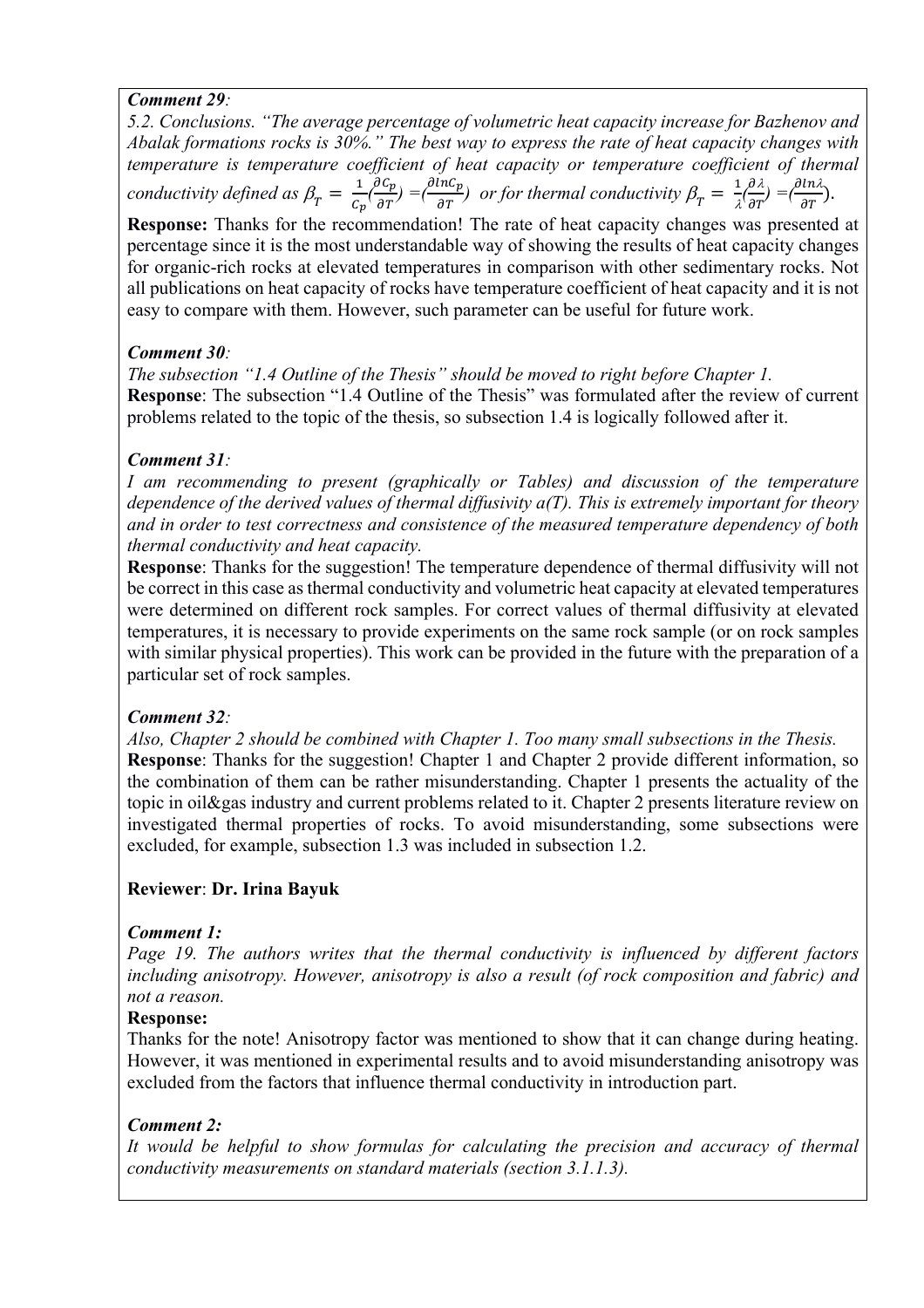***Comment 29*:**

*5.2. Conclusions. "The average percentage of volumetric heat capacity increase for Bazhenov and Abalak formations rocks is 30%." The best way to express the rate of heat capacity changes with temperature is temperature coefficient of heat capacity or temperature coefficient of thermal conductivity defined as* $\beta_T = \frac{1}{C_p}(\frac{\partial C_p}{\partial T}) = (\frac{\partial ln C_p}{\partial T})$ *or for thermal conductivity* $\beta_T = \frac{1}{\lambda}(\frac{\partial \lambda}{\partial T}) = (\frac{\partial ln \lambda}{\partial T})$.

**Response:** Thanks for the recommendation! The rate of heat capacity changes was presented at percentage since it is the most understandable way of showing the results of heat capacity changes for organic-rich rocks at elevated temperatures in comparison with other sedimentary rocks. Not all publications on heat capacity of rocks have temperature coefficient of heat capacity and it is not easy to compare with them. However, such parameter can be useful for future work.

***Comment 30*:**

*The subsection "1.4 Outline of the Thesis" should be moved to right before Chapter 1.*

**Response**: The subsection "1.4 Outline of the Thesis" was formulated after the review of current problems related to the topic of the thesis, so subsection 1.4 is logically followed after it.

***Comment 31*:**

*I am recommending to present (graphically or Tables) and discussion of the temperature dependence of the derived values of thermal diffusivity a(T). This is extremely important for theory and in order to test correctness and consistence of the measured temperature dependency of both thermal conductivity and heat capacity.*

**Response**: Thanks for the suggestion! The temperature dependence of thermal diffusivity will not be correct in this case as thermal conductivity and volumetric heat capacity at elevated temperatures were determined on different rock samples. For correct values of thermal diffusivity at elevated temperatures, it is necessary to provide experiments on the same rock sample (or on rock samples with similar physical properties). This work can be provided in the future with the preparation of a particular set of rock samples.

***Comment 32*:**

*Also, Chapter 2 should be combined with Chapter 1. Too many small subsections in the Thesis.*

**Response**: Thanks for the suggestion! Chapter 1 and Chapter 2 provide different information, so the combination of them can be rather misunderstanding. Chapter 1 presents the actuality of the topic in oil&gas industry and current problems related to it. Chapter 2 presents literature review on investigated thermal properties of rocks. To avoid misunderstanding, some subsections were excluded, for example, subsection 1.3 was included in subsection 1.2.

**Reviewer**: **Dr. Irina Bayuk**

***Comment 1:***

*Page 19. The authors writes that the thermal conductivity is influenced by different factors including anisotropy. However, anisotropy is also a result (of rock composition and fabric) and not a reason.*

**Response:**

Thanks for the note! Anisotropy factor was mentioned to show that it can change during heating. However, it was mentioned in experimental results and to avoid misunderstanding anisotropy was excluded from the factors that influence thermal conductivity in introduction part.

***Comment 2:***

*It would be helpful to show formulas for calculating the precision and accuracy of thermal conductivity measurements on standard materials (section 3.1.1.3).*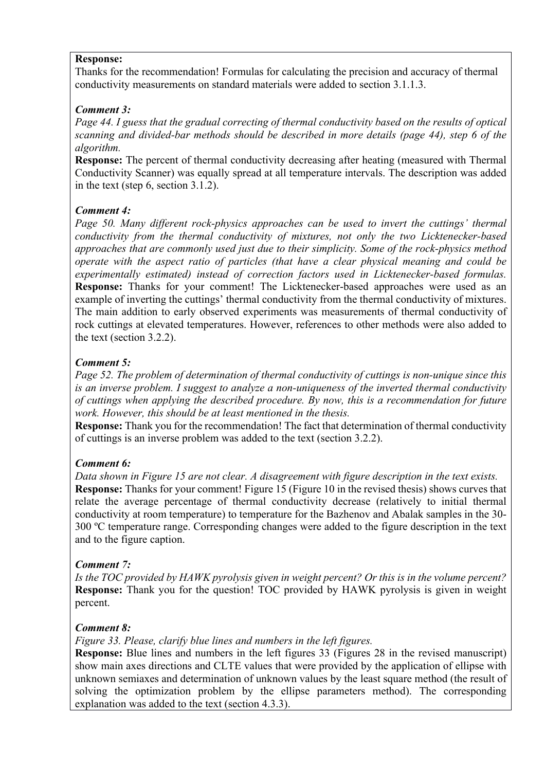**Response:**
Thanks for the recommendation! Formulas for calculating the precision and accuracy of thermal conductivity measurements on standard materials were added to section 3.1.1.3.

***Comment 3:***
*Page 44. I guess that the gradual correcting of thermal conductivity based on the results of optical scanning and divided-bar methods should be described in more details (page 44), step 6 of the algorithm.*
**Response:** The percent of thermal conductivity decreasing after heating (measured with Thermal Conductivity Scanner) was equally spread at all temperature intervals. The description was added in the text (step 6, section 3.1.2).

***Comment 4:***
*Page 50. Many different rock-physics approaches can be used to invert the cuttings' thermal conductivity from the thermal conductivity of mixtures, not only the two Licktenecker-based approaches that are commonly used just due to their simplicity. Some of the rock-physics method operate with the aspect ratio of particles (that have a clear physical meaning and could be experimentally estimated) instead of correction factors used in Licktenecker-based formulas.*
**Response:** Thanks for your comment! The Licktenecker-based approaches were used as an example of inverting the cuttings' thermal conductivity from the thermal conductivity of mixtures. The main addition to early observed experiments was measurements of thermal conductivity of rock cuttings at elevated temperatures. However, references to other methods were also added to the text (section 3.2.2).

***Comment 5:***
*Page 52. The problem of determination of thermal conductivity of cuttings is non-unique since this is an inverse problem. I suggest to analyze a non-uniqueness of the inverted thermal conductivity of cuttings when applying the described procedure. By now, this is a recommendation for future work. However, this should be at least mentioned in the thesis.*
**Response:** Thank you for the recommendation! The fact that determination of thermal conductivity of cuttings is an inverse problem was added to the text (section 3.2.2).

***Comment 6:***
*Data shown in Figure 15 are not clear. A disagreement with figure description in the text exists.*
**Response:** Thanks for your comment! Figure 15 (Figure 10 in the revised thesis) shows curves that relate the average percentage of thermal conductivity decrease (relatively to initial thermal conductivity at room temperature) to temperature for the Bazhenov and Abalak samples in the 30-300 ºC temperature range. Corresponding changes were added to the figure description in the text and to the figure caption.

***Comment 7:***
*Is the TOC provided by HAWK pyrolysis given in weight percent? Or this is in the volume percent?*
**Response:** Thank you for the question! TOC provided by HAWK pyrolysis is given in weight percent.

***Comment 8:***
*Figure 33. Please, clarify blue lines and numbers in the left figures.*
**Response:** Blue lines and numbers in the left figures 33 (Figures 28 in the revised manuscript) show main axes directions and CLTE values that were provided by the application of ellipse with unknown semiaxes and determination of unknown values by the least square method (the result of solving the optimization problem by the ellipse parameters method). The corresponding explanation was added to the text (section 4.3.3).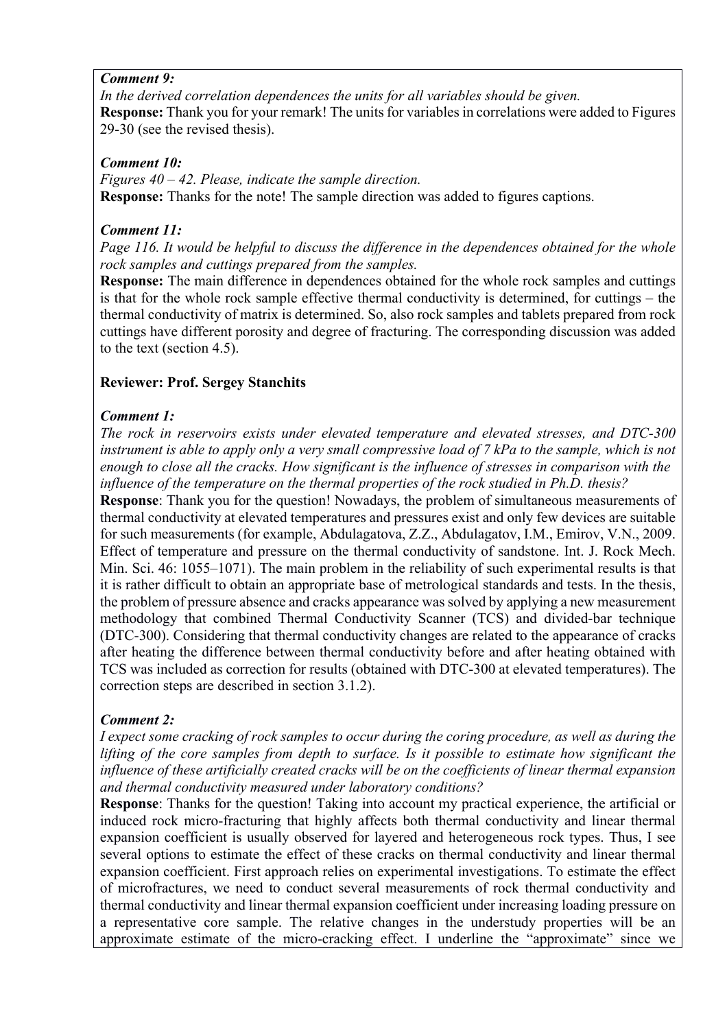***Comment 9:***

*In the derived correlation dependences the units for all variables should be given.*

**Response:** Thank you for your remark! The units for variables in correlations were added to Figures 29-30 (see the revised thesis).

***Comment 10:***

*Figures 40 – 42. Please, indicate the sample direction.*

**Response:** Thanks for the note! The sample direction was added to figures captions.

***Comment 11:***

*Page 116. It would be helpful to discuss the difference in the dependences obtained for the whole rock samples and cuttings prepared from the samples.*

**Response:** The main difference in dependences obtained for the whole rock samples and cuttings is that for the whole rock sample effective thermal conductivity is determined, for cuttings – the thermal conductivity of matrix is determined. So, also rock samples and tablets prepared from rock cuttings have different porosity and degree of fracturing. The corresponding discussion was added to the text (section 4.5).

**Reviewer: Prof. Sergey Stanchits**

***Comment 1:***

*The rock in reservoirs exists under elevated temperature and elevated stresses, and DTC-300 instrument is able to apply only a very small compressive load of 7 kPa to the sample, which is not enough to close all the cracks. How significant is the influence of stresses in comparison with the influence of the temperature on the thermal properties of the rock studied in Ph.D. thesis?*

**Response**: Thank you for the question! Nowadays, the problem of simultaneous measurements of thermal conductivity at elevated temperatures and pressures exist and only few devices are suitable for such measurements (for example, Abdulagatova, Z.Z., Abdulagatov, I.M., Emirov, V.N., 2009. Effect of temperature and pressure on the thermal conductivity of sandstone. Int. J. Rock Mech. Min. Sci. 46: 1055–1071). The main problem in the reliability of such experimental results is that it is rather difficult to obtain an appropriate base of metrological standards and tests. In the thesis, the problem of pressure absence and cracks appearance was solved by applying a new measurement methodology that combined Thermal Conductivity Scanner (TCS) and divided-bar technique (DTC-300). Considering that thermal conductivity changes are related to the appearance of cracks after heating the difference between thermal conductivity before and after heating obtained with TCS was included as correction for results (obtained with DTC-300 at elevated temperatures). The correction steps are described in section 3.1.2).

***Comment 2:***

*I expect some cracking of rock samples to occur during the coring procedure, as well as during the lifting of the core samples from depth to surface. Is it possible to estimate how significant the influence of these artificially created cracks will be on the coefficients of linear thermal expansion and thermal conductivity measured under laboratory conditions?*

**Response**: Thanks for the question! Taking into account my practical experience, the artificial or induced rock micro-fracturing that highly affects both thermal conductivity and linear thermal expansion coefficient is usually observed for layered and heterogeneous rock types. Thus, I see several options to estimate the effect of these cracks on thermal conductivity and linear thermal expansion coefficient. First approach relies on experimental investigations. To estimate the effect of microfractures, we need to conduct several measurements of rock thermal conductivity and thermal conductivity and linear thermal expansion coefficient under increasing loading pressure on a representative core sample. The relative changes in the understudy properties will be an approximate estimate of the micro-cracking effect. I underline the "approximate" since we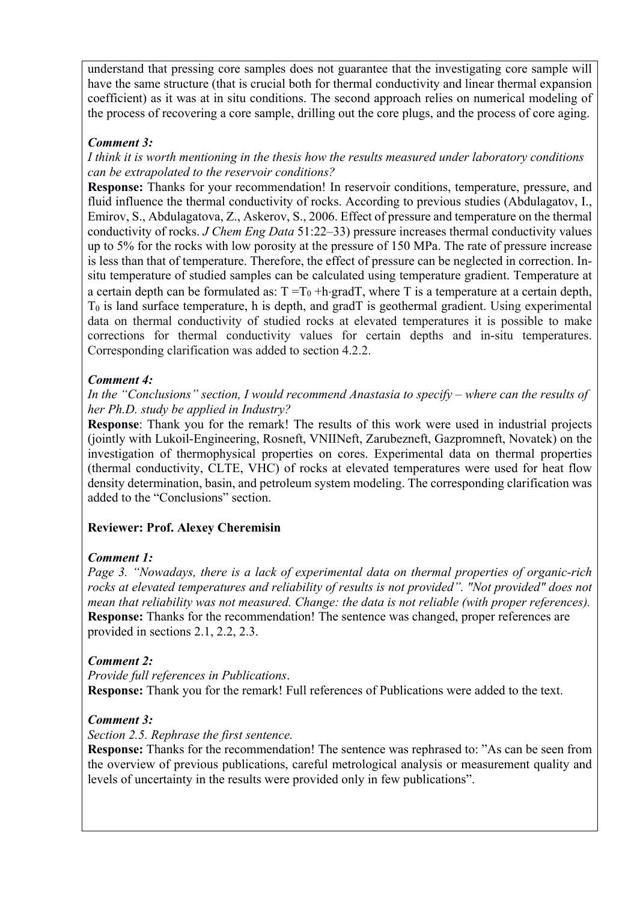understand that pressing core samples does not guarantee that the investigating core sample will have the same structure (that is crucial both for thermal conductivity and linear thermal expansion coefficient) as it was at in situ conditions. The second approach relies on numerical modeling of the process of recovering a core sample, drilling out the core plugs, and the process of core aging.

***Comment 3:***

*I think it is worth mentioning in the thesis how the results measured under laboratory conditions can be extrapolated to the reservoir conditions?*

**Response:** Thanks for your recommendation! In reservoir conditions, temperature, pressure, and fluid influence the thermal conductivity of rocks. According to previous studies (Abdulagatov, I., Emirov, S., Abdulagatova, Z., Askerov, S., 2006. Effect of pressure and temperature on the thermal conductivity of rocks. *J Chem Eng Data* 51:22–33) pressure increases thermal conductivity values up to 5% for the rocks with low porosity at the pressure of 150 MPa. The rate of pressure increase is less than that of temperature. Therefore, the effect of pressure can be neglected in correction. In-situ temperature of studied samples can be calculated using temperature gradient. Temperature at a certain depth can be formulated as: $T = T_0 + h \cdot \text{grad}T$, where T is a temperature at a certain depth, $T_0$ is land surface temperature, h is depth, and gradT is geothermal gradient. Using experimental data on thermal conductivity of studied rocks at elevated temperatures it is possible to make corrections for thermal conductivity values for certain depths and in-situ temperatures. Corresponding clarification was added to section 4.2.2.

***Comment 4:***

*In the "Conclusions" section, I would recommend Anastasia to specify – where can the results of her Ph.D. study be applied in Industry?*

**Response**: Thank you for the remark! The results of this work were used in industrial projects (jointly with Lukoil-Engineering, Rosneft, VNIINeft, Zarubezneft, Gazpromneft, Novatek) on the investigation of thermophysical properties on cores. Experimental data on thermal properties (thermal conductivity, CLTE, VHC) of rocks at elevated temperatures were used for heat flow density determination, basin, and petroleum system modeling. The corresponding clarification was added to the "Conclusions" section.

**Reviewer: Prof. Alexey Cheremisin**

***Comment 1:***

*Page 3. "Nowadays, there is a lack of experimental data on thermal properties of organic-rich rocks at elevated temperatures and reliability of results is not provided". "Not provided" does not mean that reliability was not measured. Change: the data is not reliable (with proper references).*

**Response:** Thanks for the recommendation! The sentence was changed, proper references are provided in sections 2.1, 2.2, 2.3.

***Comment 2:***

*Provide full references in Publications*.

**Response:** Thank you for the remark! Full references of Publications were added to the text.

***Comment 3:***

*Section 2.5. Rephrase the first sentence.*

**Response:** Thanks for the recommendation! The sentence was rephrased to: "As can be seen from the overview of previous publications, careful metrological analysis or measurement quality and levels of uncertainty in the results were provided only in few publications".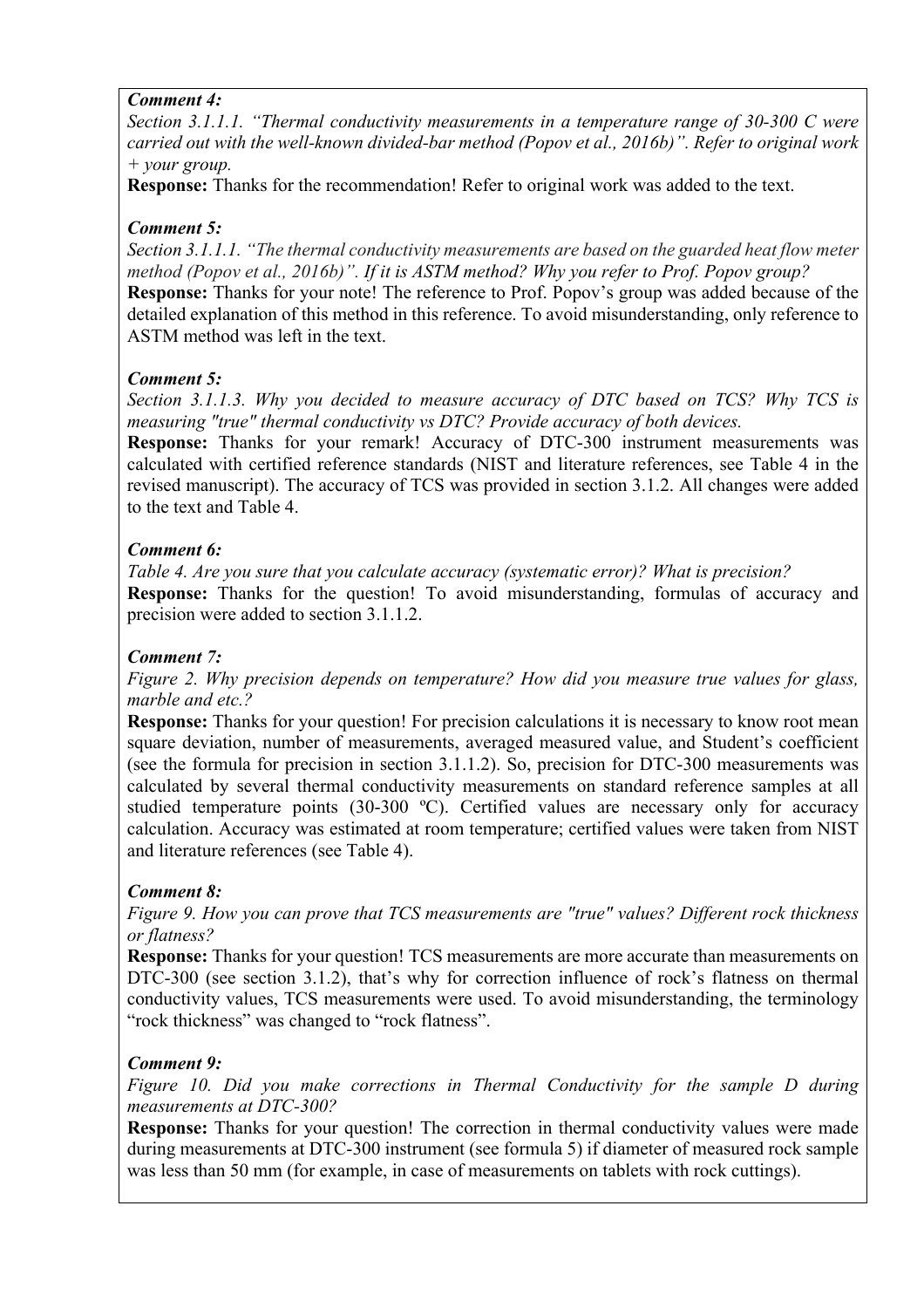***Comment 4:***

*Section 3.1.1.1. "Thermal conductivity measurements in a temperature range of 30-300 C were carried out with the well-known divided-bar method (Popov et al., 2016b)". Refer to original work + your group.*

**Response:** Thanks for the recommendation! Refer to original work was added to the text.

***Comment 5:***

*Section 3.1.1.1. "The thermal conductivity measurements are based on the guarded heat flow meter method (Popov et al., 2016b)". If it is ASTM method? Why you refer to Prof. Popov group?*

**Response:** Thanks for your note! The reference to Prof. Popov's group was added because of the detailed explanation of this method in this reference. To avoid misunderstanding, only reference to ASTM method was left in the text.

***Comment 5:***

*Section 3.1.1.3. Why you decided to measure accuracy of DTC based on TCS? Why TCS is measuring "true" thermal conductivity vs DTC? Provide accuracy of both devices.*

**Response:** Thanks for your remark! Accuracy of DTC-300 instrument measurements was calculated with certified reference standards (NIST and literature references, see Table 4 in the revised manuscript). The accuracy of TCS was provided in section 3.1.2. All changes were added to the text and Table 4.

***Comment 6:***

*Table 4. Are you sure that you calculate accuracy (systematic error)? What is precision?*

**Response:** Thanks for the question! To avoid misunderstanding, formulas of accuracy and precision were added to section 3.1.1.2.

***Comment 7:***

*Figure 2. Why precision depends on temperature? How did you measure true values for glass, marble and etc.?*

**Response:** Thanks for your question! For precision calculations it is necessary to know root mean square deviation, number of measurements, averaged measured value, and Student's coefficient (see the formula for precision in section 3.1.1.2). So, precision for DTC-300 measurements was calculated by several thermal conductivity measurements on standard reference samples at all studied temperature points (30-300 ºC). Certified values are necessary only for accuracy calculation. Accuracy was estimated at room temperature; certified values were taken from NIST and literature references (see Table 4).

***Comment 8:***

*Figure 9. How you can prove that TCS measurements are "true" values? Different rock thickness or flatness?*

**Response:** Thanks for your question! TCS measurements are more accurate than measurements on DTC-300 (see section 3.1.2), that's why for correction influence of rock's flatness on thermal conductivity values, TCS measurements were used. To avoid misunderstanding, the terminology "rock thickness" was changed to "rock flatness".

***Comment 9:***

*Figure 10. Did you make corrections in Thermal Conductivity for the sample D during measurements at DTC-300?*

**Response:** Thanks for your question! The correction in thermal conductivity values were made during measurements at DTC-300 instrument (see formula 5) if diameter of measured rock sample was less than 50 mm (for example, in case of measurements on tablets with rock cuttings).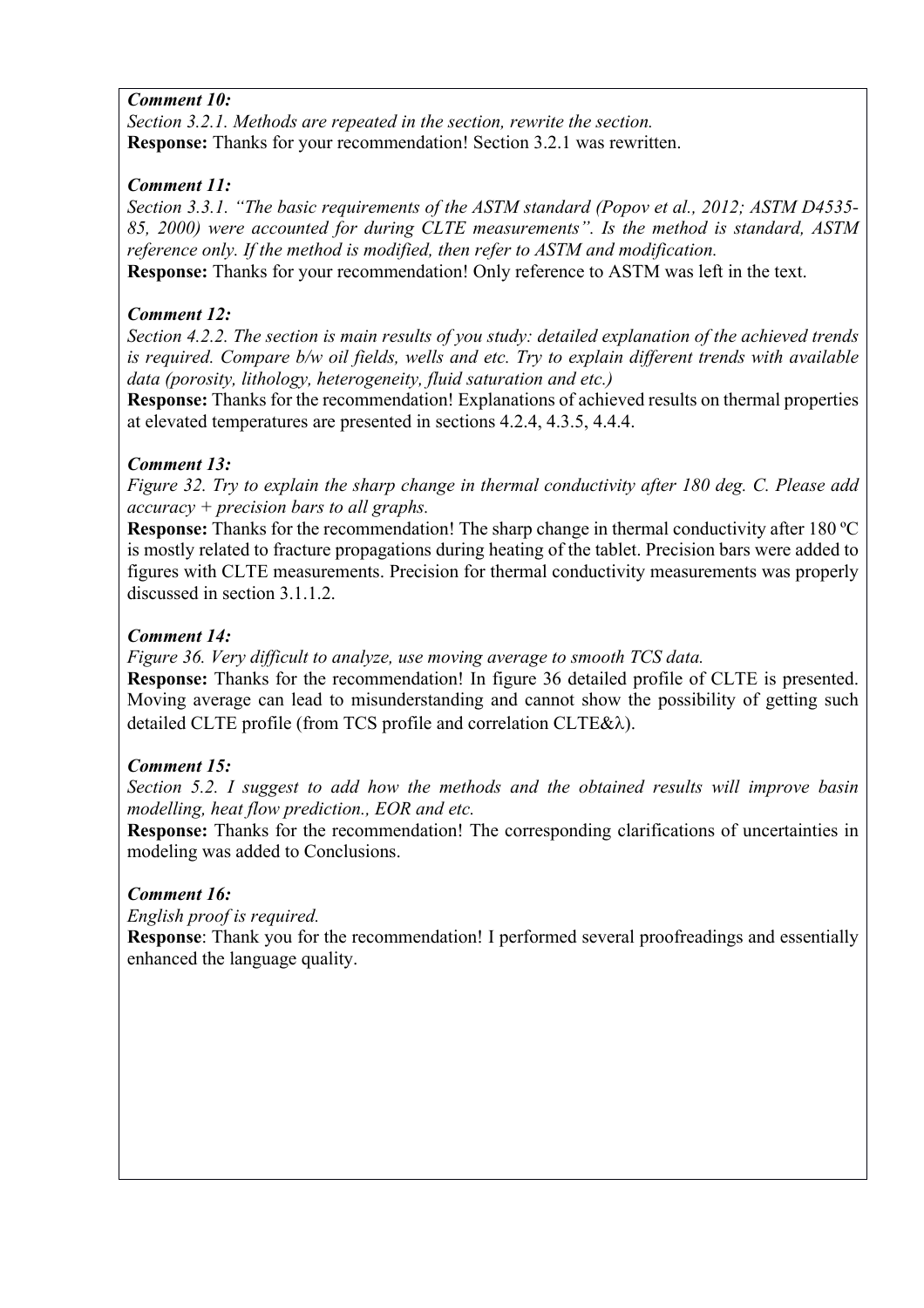***Comment 10:***

*Section 3.2.1. Methods are repeated in the section, rewrite the section.*

**Response:** Thanks for your recommendation! Section 3.2.1 was rewritten.

***Comment 11:***

*Section 3.3.1. "The basic requirements of the ASTM standard (Popov et al., 2012; ASTM D4535-85, 2000) were accounted for during CLTE measurements". Is the method is standard, ASTM reference only. If the method is modified, then refer to ASTM and modification.*

**Response:** Thanks for your recommendation! Only reference to ASTM was left in the text.

***Comment 12:***

*Section 4.2.2. The section is main results of you study: detailed explanation of the achieved trends is required. Compare b/w oil fields, wells and etc. Try to explain different trends with available data (porosity, lithology, heterogeneity, fluid saturation and etc.)*

**Response:** Thanks for the recommendation! Explanations of achieved results on thermal properties at elevated temperatures are presented in sections 4.2.4, 4.3.5, 4.4.4.

***Comment 13:***

*Figure 32. Try to explain the sharp change in thermal conductivity after 180 deg. C. Please add accuracy + precision bars to all graphs.*

**Response:** Thanks for the recommendation! The sharp change in thermal conductivity after 180 ºC is mostly related to fracture propagations during heating of the tablet. Precision bars were added to figures with CLTE measurements. Precision for thermal conductivity measurements was properly discussed in section 3.1.1.2.

***Comment 14:***

*Figure 36. Very difficult to analyze, use moving average to smooth TCS data.*

**Response:** Thanks for the recommendation! In figure 36 detailed profile of CLTE is presented. Moving average can lead to misunderstanding and cannot show the possibility of getting such detailed CLTE profile (from TCS profile and correlation CLTE&$\lambda$).

***Comment 15:***

*Section 5.2. I suggest to add how the methods and the obtained results will improve basin modelling, heat flow prediction., EOR and etc.*

**Response:** Thanks for the recommendation! The corresponding clarifications of uncertainties in modeling was added to Conclusions.

***Comment 16:***

*English proof is required.*

**Response**: Thank you for the recommendation! I performed several proofreadings and essentially enhanced the language quality.